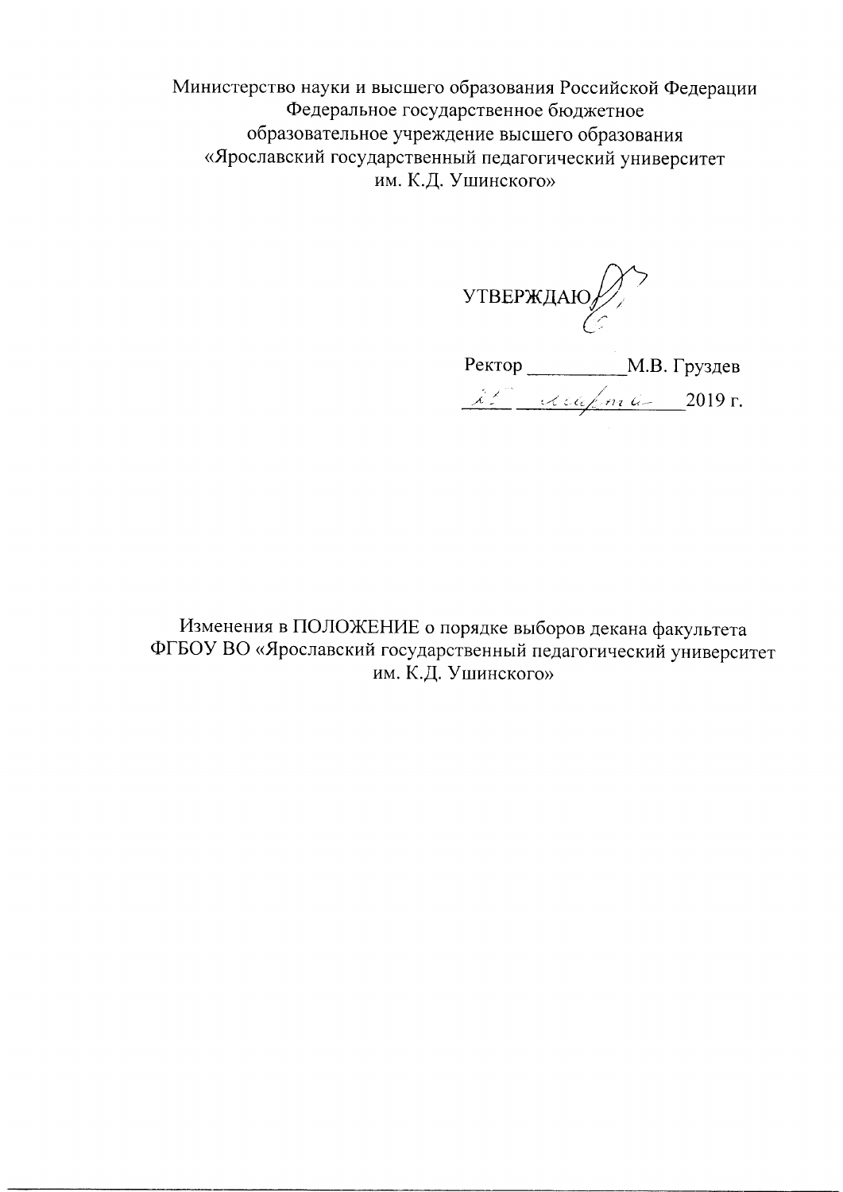Министерство науки и высшего образования Российской Федерации
Федеральное государственное бюджетное
образовательное учреждение высшего образования
«Ярославский государственный педагогический университет
им. К.Д. Ушинского»

УТВЕРЖДАЮ

Ректор __________М.В. Груздев

21 марта 2019 г.

Изменения в ПОЛОЖЕНИЕ о порядке выборов декана факультета
ФГБОУ ВО «Ярославский государственный педагогический университет
им. К.Д. Ушинского»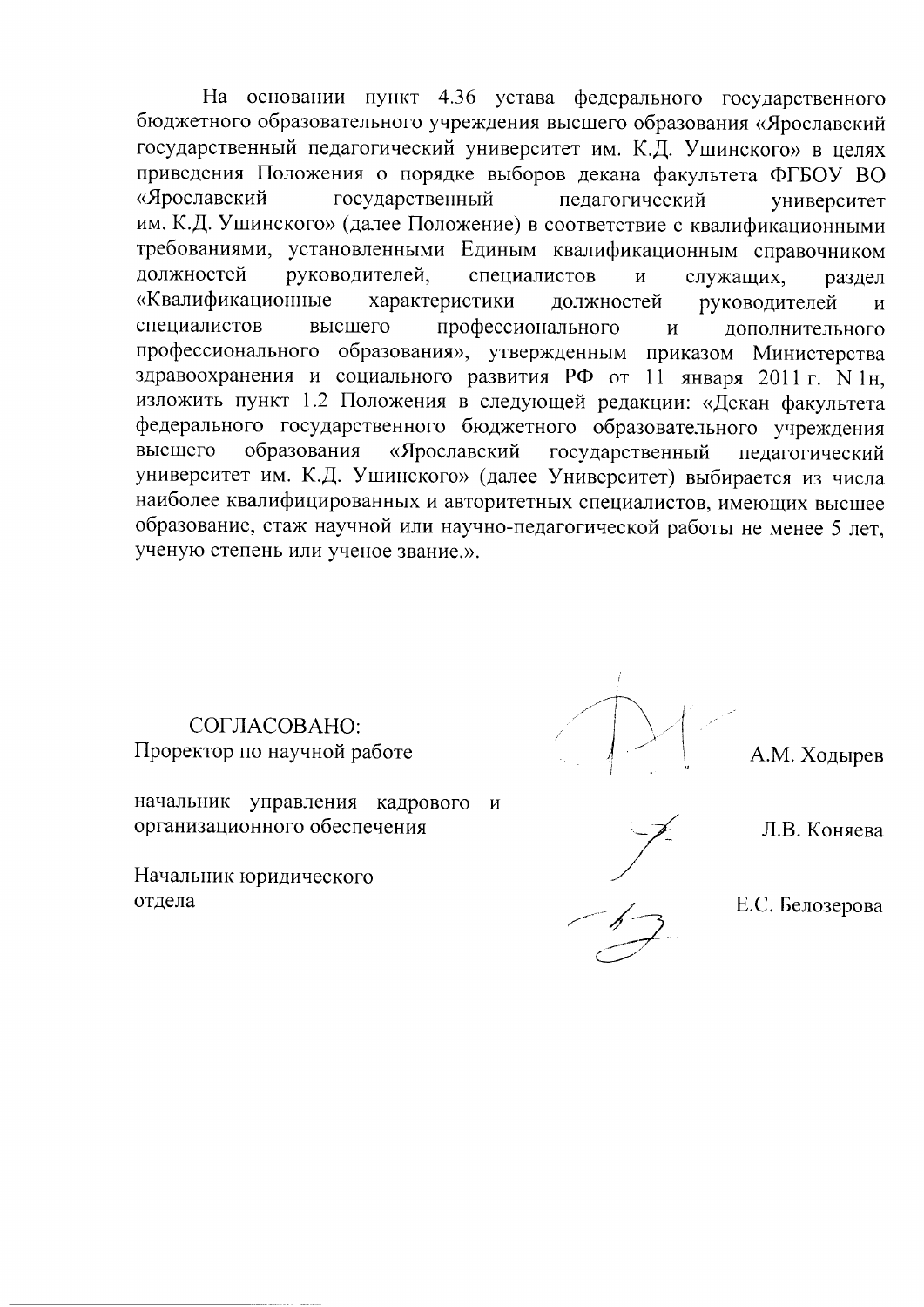На основании пункт 4.36 устава федерального государственного бюджетного образовательного учреждения высшего образования «Ярославский государственный педагогический университет им. К.Д. Ушинского» в целях приведения Положения о порядке выборов декана факультета ФГБОУ ВО «Ярославский государственный педагогический университет им. К.Д. Ушинского» (далее Положение) в соответствие с квалификационными требованиями, установленными Единым квалификационным справочником должностей руководителей, специалистов и служащих, раздел «Квалификационные характеристики должностей руководителей и специалистов высшего профессионального и дополнительного профессионального образования», утвержденным приказом Министерства здравоохранения и социального развития РФ от 11 января 2011 г. N 1н, изложить пункт 1.2 Положения в следующей редакции: «Декан факультета федерального государственного бюджетного образовательного учреждения высшего образования «Ярославский государственный педагогический университет им. К.Д. Ушинского» (далее Университет) выбирается из числа наиболее квалифицированных и авторитетных специалистов, имеющих высшее образование, стаж научной или научно-педагогической работы не менее 5 лет, ученую степень или ученое звание.».

СОГЛАСОВАНО:

Проректор по научной работе — А.М. Ходырев

начальник управления кадрового и организационного обеспечения — Л.В. Коняева

Начальник юридического отдела — Е.С. Белозерова